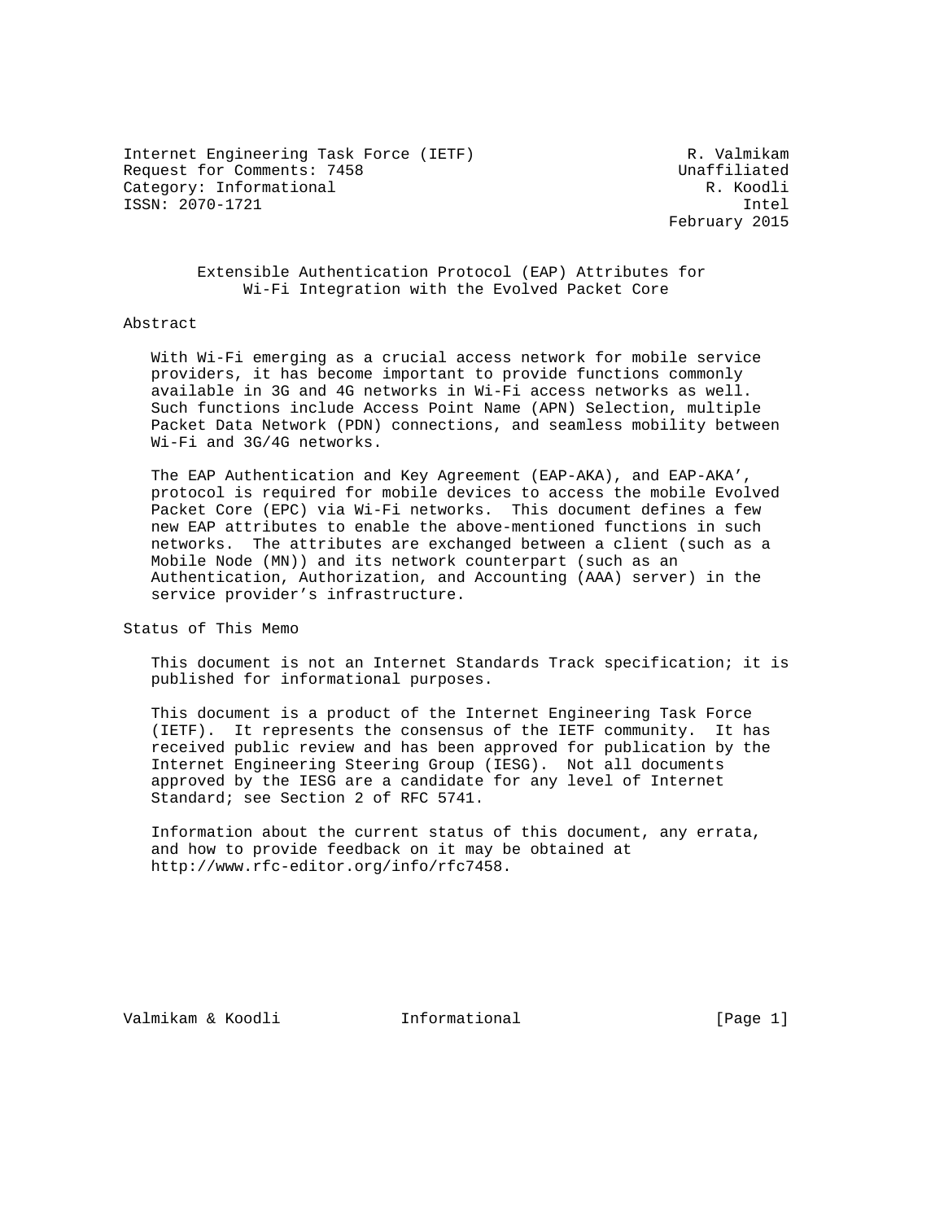Internet Engineering Task Force (IETF) R. Valmikam
Request for Comments: 7458 Unaffiliated
Category: Informational R. Koodli
ISSN: 2070-1721 Intel
February 2015

# Extensible Authentication Protocol (EAP) Attributes for Wi-Fi Integration with the Evolved Packet Core

## Abstract

With Wi-Fi emerging as a crucial access network for mobile service providers, it has become important to provide functions commonly available in 3G and 4G networks in Wi-Fi access networks as well. Such functions include Access Point Name (APN) Selection, multiple Packet Data Network (PDN) connections, and seamless mobility between Wi-Fi and 3G/4G networks.

The EAP Authentication and Key Agreement (EAP-AKA), and EAP-AKA', protocol is required for mobile devices to access the mobile Evolved Packet Core (EPC) via Wi-Fi networks. This document defines a few new EAP attributes to enable the above-mentioned functions in such networks. The attributes are exchanged between a client (such as a Mobile Node (MN)) and its network counterpart (such as an Authentication, Authorization, and Accounting (AAA) server) in the service provider's infrastructure.

## Status of This Memo

This document is not an Internet Standards Track specification; it is published for informational purposes.

This document is a product of the Internet Engineering Task Force (IETF). It represents the consensus of the IETF community. It has received public review and has been approved for publication by the Internet Engineering Steering Group (IESG). Not all documents approved by the IESG are a candidate for any level of Internet Standard; see Section 2 of RFC 5741.

Information about the current status of this document, any errata, and how to provide feedback on it may be obtained at http://www.rfc-editor.org/info/rfc7458.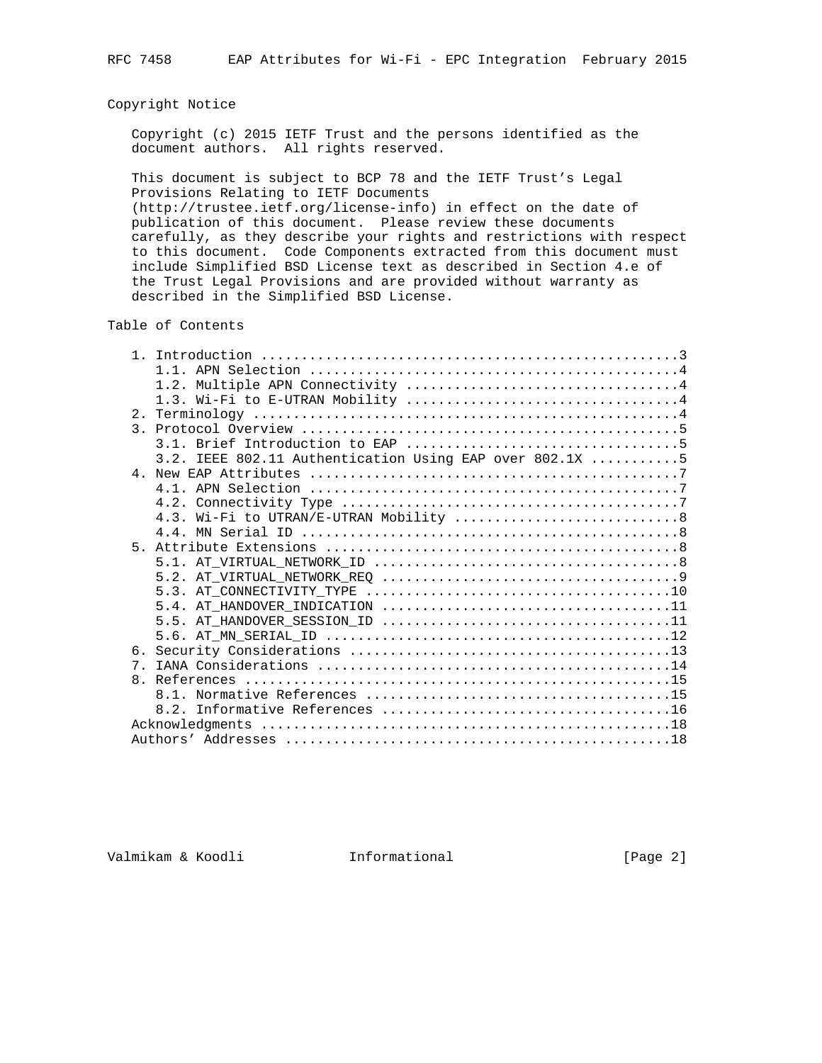## Copyright Notice

Copyright (c) 2015 IETF Trust and the persons identified as the document authors. All rights reserved.

This document is subject to BCP 78 and the IETF Trust's Legal Provisions Relating to IETF Documents (http://trustee.ietf.org/license-info) in effect on the date of publication of this document. Please review these documents carefully, as they describe your rights and restrictions with respect to this document. Code Components extracted from this document must include Simplified BSD License text as described in Section 4.e of the Trust Legal Provisions and are provided without warranty as described in the Simplified BSD License.

## Table of Contents

```
   1. Introduction ....................................................3
      1.1. APN Selection ..............................................4
      1.2. Multiple APN Connectivity ..................................4
      1.3. Wi-Fi to E-UTRAN Mobility ..................................4
   2. Terminology .....................................................4
   3. Protocol Overview ...............................................5
      3.1. Brief Introduction to EAP ..................................5
      3.2. IEEE 802.11 Authentication Using EAP over 802.1X ...........5
   4. New EAP Attributes ..............................................7
      4.1. APN Selection ..............................................7
      4.2. Connectivity Type ..........................................7
      4.3. Wi-Fi to UTRAN/E-UTRAN Mobility ............................8
      4.4. MN Serial ID ...............................................8
   5. Attribute Extensions ............................................8
      5.1. AT_VIRTUAL_NETWORK_ID ......................................8
      5.2. AT_VIRTUAL_NETWORK_REQ .....................................9
      5.3. AT_CONNECTIVITY_TYPE ......................................10
      5.4. AT_HANDOVER_INDICATION ....................................11
      5.5. AT_HANDOVER_SESSION_ID ....................................11
      5.6. AT_MN_SERIAL_ID ...........................................12
   6. Security Considerations ........................................13
   7. IANA Considerations ............................................14
   8. References .....................................................15
      8.1. Normative References ......................................15
      8.2. Informative References ....................................16
   Acknowledgments ...................................................18
   Authors' Addresses ................................................18
```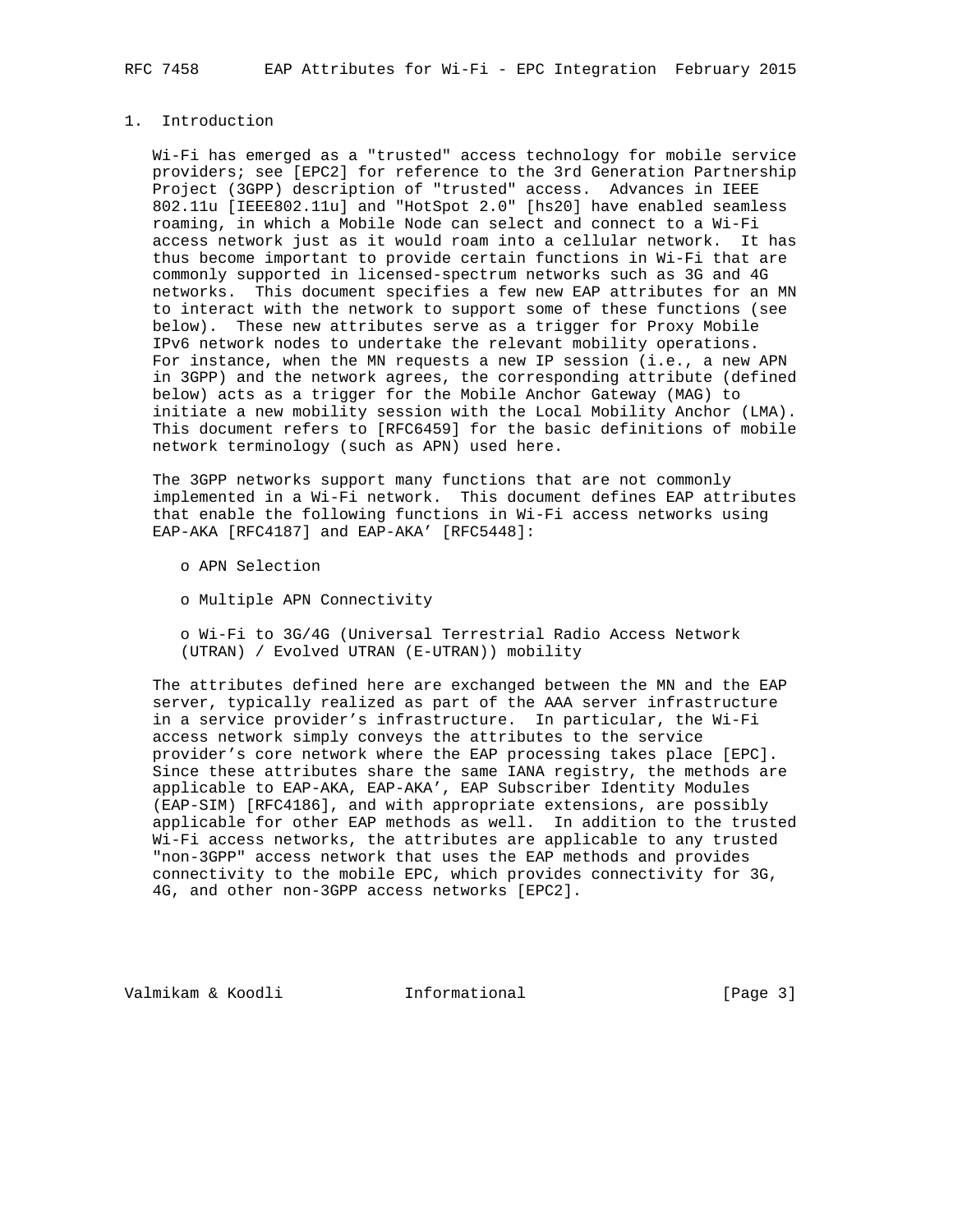## 1. Introduction

Wi-Fi has emerged as a "trusted" access technology for mobile service providers; see [EPC2] for reference to the 3rd Generation Partnership Project (3GPP) description of "trusted" access. Advances in IEEE 802.11u [IEEE802.11u] and "HotSpot 2.0" [hs20] have enabled seamless roaming, in which a Mobile Node can select and connect to a Wi-Fi access network just as it would roam into a cellular network. It has thus become important to provide certain functions in Wi-Fi that are commonly supported in licensed-spectrum networks such as 3G and 4G networks. This document specifies a few new EAP attributes for an MN to interact with the network to support some of these functions (see below). These new attributes serve as a trigger for Proxy Mobile IPv6 network nodes to undertake the relevant mobility operations. For instance, when the MN requests a new IP session (i.e., a new APN in 3GPP) and the network agrees, the corresponding attribute (defined below) acts as a trigger for the Mobile Anchor Gateway (MAG) to initiate a new mobility session with the Local Mobility Anchor (LMA). This document refers to [RFC6459] for the basic definitions of mobile network terminology (such as APN) used here.

The 3GPP networks support many functions that are not commonly implemented in a Wi-Fi network. This document defines EAP attributes that enable the following functions in Wi-Fi access networks using EAP-AKA [RFC4187] and EAP-AKA’ [RFC5448]:

- APN Selection
- Multiple APN Connectivity
- Wi-Fi to 3G/4G (Universal Terrestrial Radio Access Network (UTRAN) / Evolved UTRAN (E-UTRAN)) mobility

The attributes defined here are exchanged between the MN and the EAP server, typically realized as part of the AAA server infrastructure in a service provider’s infrastructure. In particular, the Wi-Fi access network simply conveys the attributes to the service provider’s core network where the EAP processing takes place [EPC]. Since these attributes share the same IANA registry, the methods are applicable to EAP-AKA, EAP-AKA’, EAP Subscriber Identity Modules (EAP-SIM) [RFC4186], and with appropriate extensions, are possibly applicable for other EAP methods as well. In addition to the trusted Wi-Fi access networks, the attributes are applicable to any trusted "non-3GPP" access network that uses the EAP methods and provides connectivity to the mobile EPC, which provides connectivity for 3G, 4G, and other non-3GPP access networks [EPC2].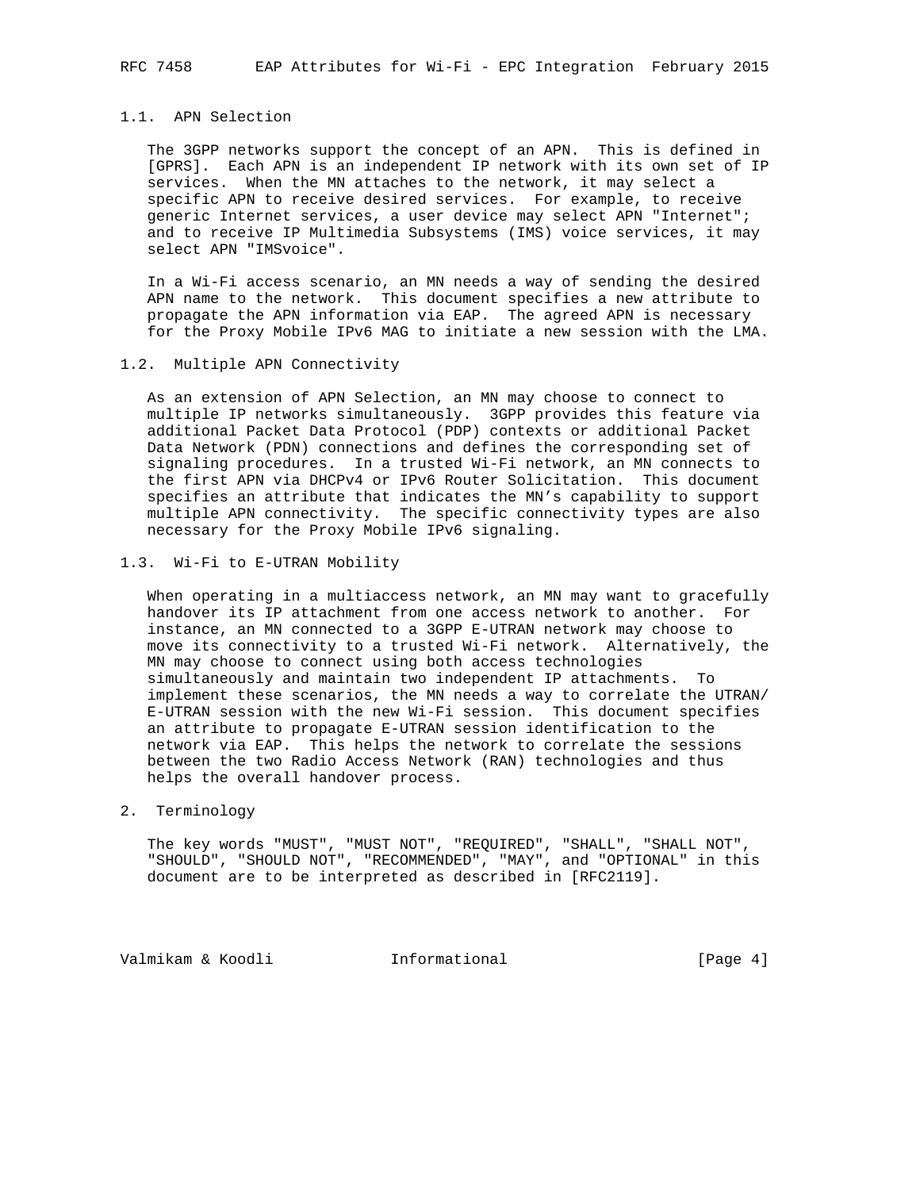### 1.1. APN Selection

The 3GPP networks support the concept of an APN. This is defined in [GPRS]. Each APN is an independent IP network with its own set of IP services. When the MN attaches to the network, it may select a specific APN to receive desired services. For example, to receive generic Internet services, a user device may select APN "Internet"; and to receive IP Multimedia Subsystems (IMS) voice services, it may select APN "IMSvoice".

In a Wi-Fi access scenario, an MN needs a way of sending the desired APN name to the network. This document specifies a new attribute to propagate the APN information via EAP. The agreed APN is necessary for the Proxy Mobile IPv6 MAG to initiate a new session with the LMA.

### 1.2. Multiple APN Connectivity

As an extension of APN Selection, an MN may choose to connect to multiple IP networks simultaneously. 3GPP provides this feature via additional Packet Data Protocol (PDP) contexts or additional Packet Data Network (PDN) connections and defines the corresponding set of signaling procedures. In a trusted Wi-Fi network, an MN connects to the first APN via DHCPv4 or IPv6 Router Solicitation. This document specifies an attribute that indicates the MN's capability to support multiple APN connectivity. The specific connectivity types are also necessary for the Proxy Mobile IPv6 signaling.

### 1.3. Wi-Fi to E-UTRAN Mobility

When operating in a multiaccess network, an MN may want to gracefully handover its IP attachment from one access network to another. For instance, an MN connected to a 3GPP E-UTRAN network may choose to move its connectivity to a trusted Wi-Fi network. Alternatively, the MN may choose to connect using both access technologies simultaneously and maintain two independent IP attachments. To implement these scenarios, the MN needs a way to correlate the UTRAN/E-UTRAN session with the new Wi-Fi session. This document specifies an attribute to propagate E-UTRAN session identification to the network via EAP. This helps the network to correlate the sessions between the two Radio Access Network (RAN) technologies and thus helps the overall handover process.

## 2. Terminology

The key words "MUST", "MUST NOT", "REQUIRED", "SHALL", "SHALL NOT", "SHOULD", "SHOULD NOT", "RECOMMENDED", "MAY", and "OPTIONAL" in this document are to be interpreted as described in [RFC2119].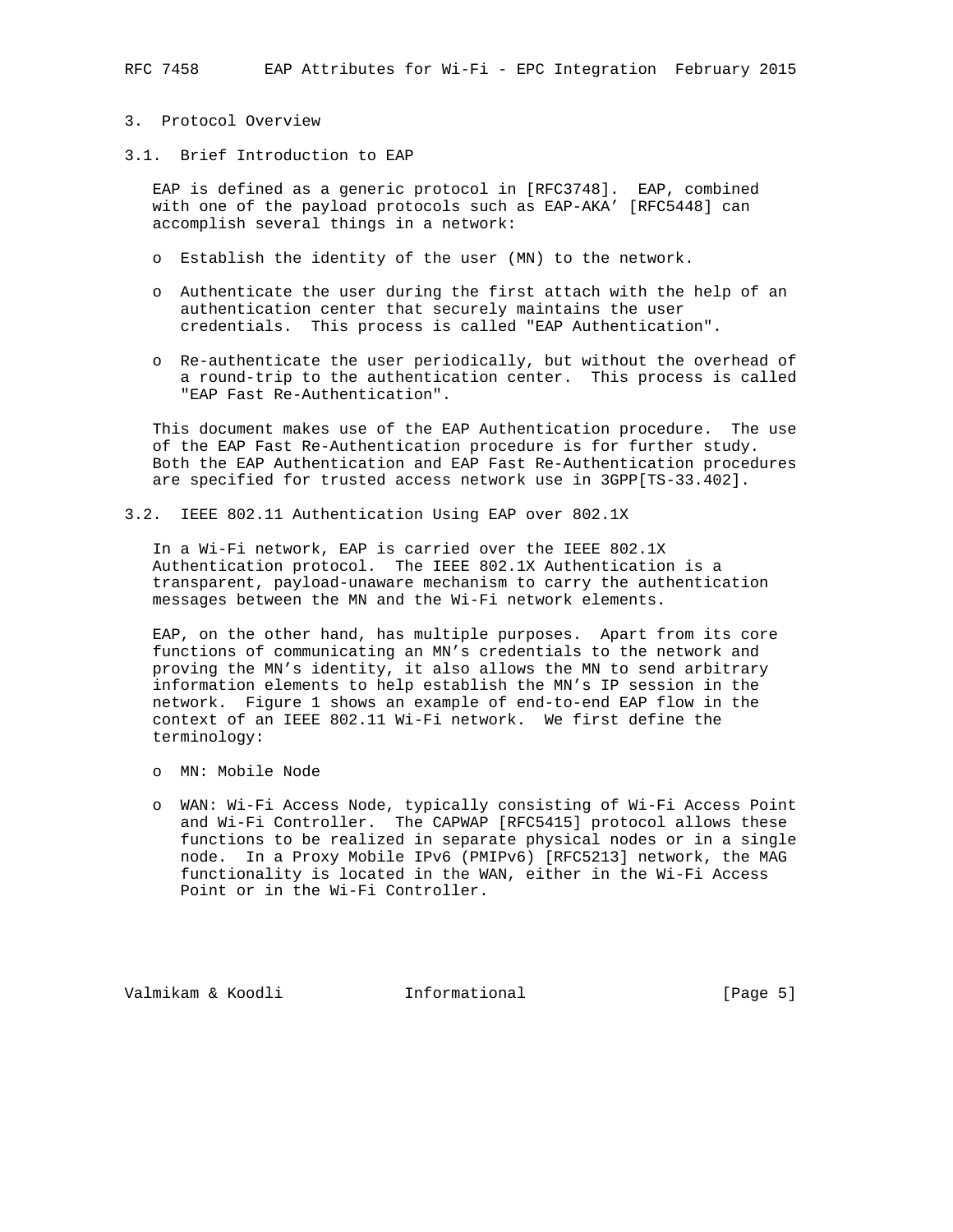## 3. Protocol Overview

### 3.1. Brief Introduction to EAP

EAP is defined as a generic protocol in [RFC3748]. EAP, combined with one of the payload protocols such as EAP-AKA' [RFC5448] can accomplish several things in a network:

- Establish the identity of the user (MN) to the network.
- Authenticate the user during the first attach with the help of an authentication center that securely maintains the user credentials. This process is called "EAP Authentication".
- Re-authenticate the user periodically, but without the overhead of a round-trip to the authentication center. This process is called "EAP Fast Re-Authentication".

This document makes use of the EAP Authentication procedure. The use of the EAP Fast Re-Authentication procedure is for further study. Both the EAP Authentication and EAP Fast Re-Authentication procedures are specified for trusted access network use in 3GPP[TS-33.402].

### 3.2. IEEE 802.11 Authentication Using EAP over 802.1X

In a Wi-Fi network, EAP is carried over the IEEE 802.1X Authentication protocol. The IEEE 802.1X Authentication is a transparent, payload-unaware mechanism to carry the authentication messages between the MN and the Wi-Fi network elements.

EAP, on the other hand, has multiple purposes. Apart from its core functions of communicating an MN's credentials to the network and proving the MN's identity, it also allows the MN to send arbitrary information elements to help establish the MN's IP session in the network. Figure 1 shows an example of end-to-end EAP flow in the context of an IEEE 802.11 Wi-Fi network. We first define the terminology:

- MN: Mobile Node
- WAN: Wi-Fi Access Node, typically consisting of Wi-Fi Access Point and Wi-Fi Controller. The CAPWAP [RFC5415] protocol allows these functions to be realized in separate physical nodes or in a single node. In a Proxy Mobile IPv6 (PMIPv6) [RFC5213] network, the MAG functionality is located in the WAN, either in the Wi-Fi Access Point or in the Wi-Fi Controller.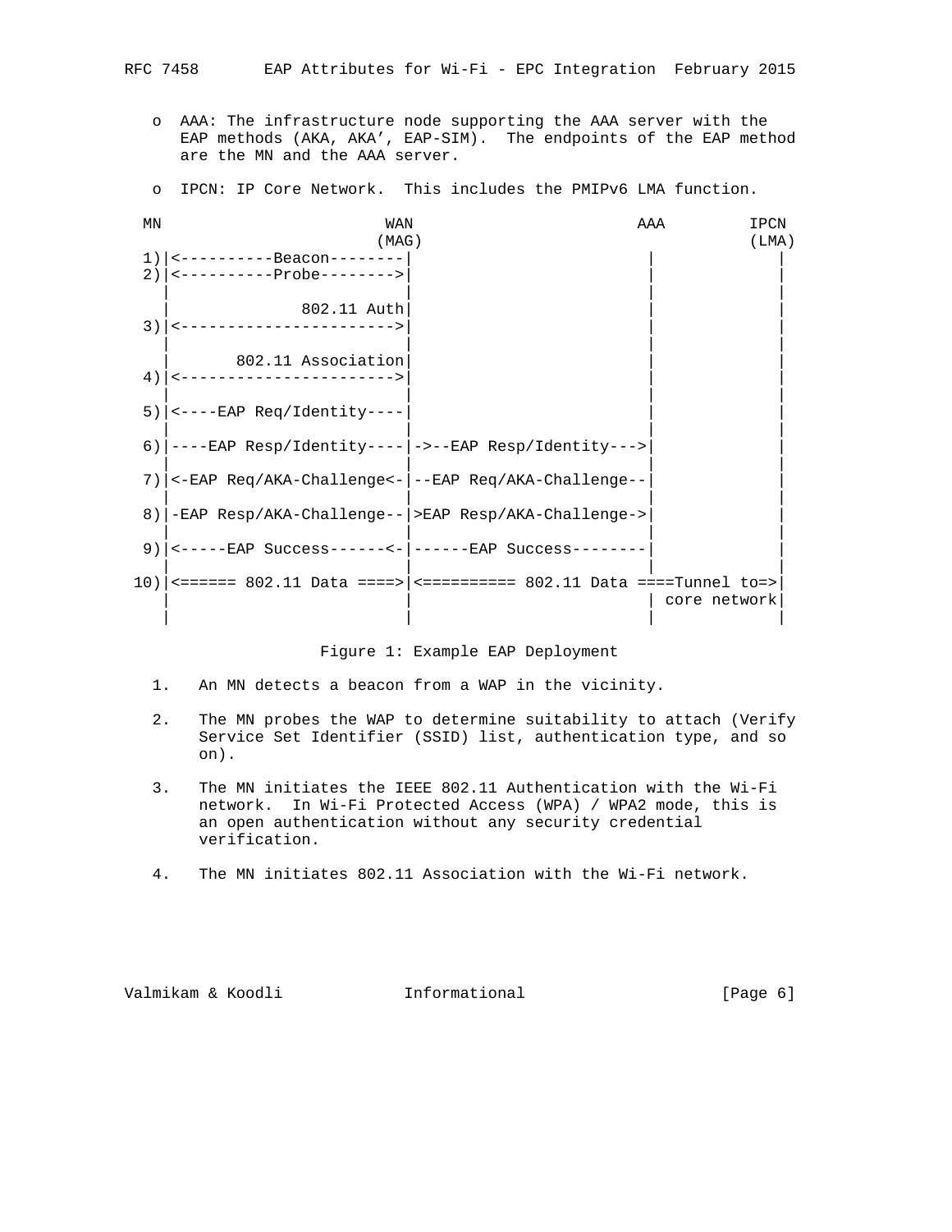o AAA: The infrastructure node supporting the AAA server with the EAP methods (AKA, AKA', EAP-SIM). The endpoints of the EAP method are the MN and the AAA server.

o IPCN: IP Core Network. This includes the PMIPv6 LMA function.

```
 MN                     WAN                          AAA        IPCN
                       (MAG)                                    (LMA)
 1)|<----------Beacon--------|                          |            |
 2)|<----------Probe-------->|                          |            |
   |                         |                          |            |
   |              802.11 Auth|                          |            |
 3)|<----------------------->|                          |            |
   |                         |                          |            |
   |       802.11 Association|                          |            |
 4)|<----------------------->|                          |            |
   |                         |                          |            |
 5)|<----EAP Req/Identity----|                          |            |
   |                         |                          |            |
 6)|----EAP Resp/Identity----|->--EAP Resp/Identity--->|            |
   |                         |                          |            |
 7)|<-EAP Req/AKA-Challenge<-|--EAP Req/AKA-Challenge--|            |
   |                         |                          |            |
 8)|-EAP Resp/AKA-Challenge--|>EAP Resp/AKA-Challenge->|            |
   |                         |                          |            |
 9)|<-----EAP Success------<-|------EAP Success--------|            |
   |                         |                          |            |
10)|<====== 802.11 Data ====>|<========== 802.11 Data ====Tunnel to=>|
   |                         |                          | core network|
   |                         |                          |            |
```

Figure 1: Example EAP Deployment

1. An MN detects a beacon from a WAP in the vicinity.

2. The MN probes the WAP to determine suitability to attach (Verify Service Set Identifier (SSID) list, authentication type, and so on).

3. The MN initiates the IEEE 802.11 Authentication with the Wi-Fi network. In Wi-Fi Protected Access (WPA) / WPA2 mode, this is an open authentication without any security credential verification.

4. The MN initiates 802.11 Association with the Wi-Fi network.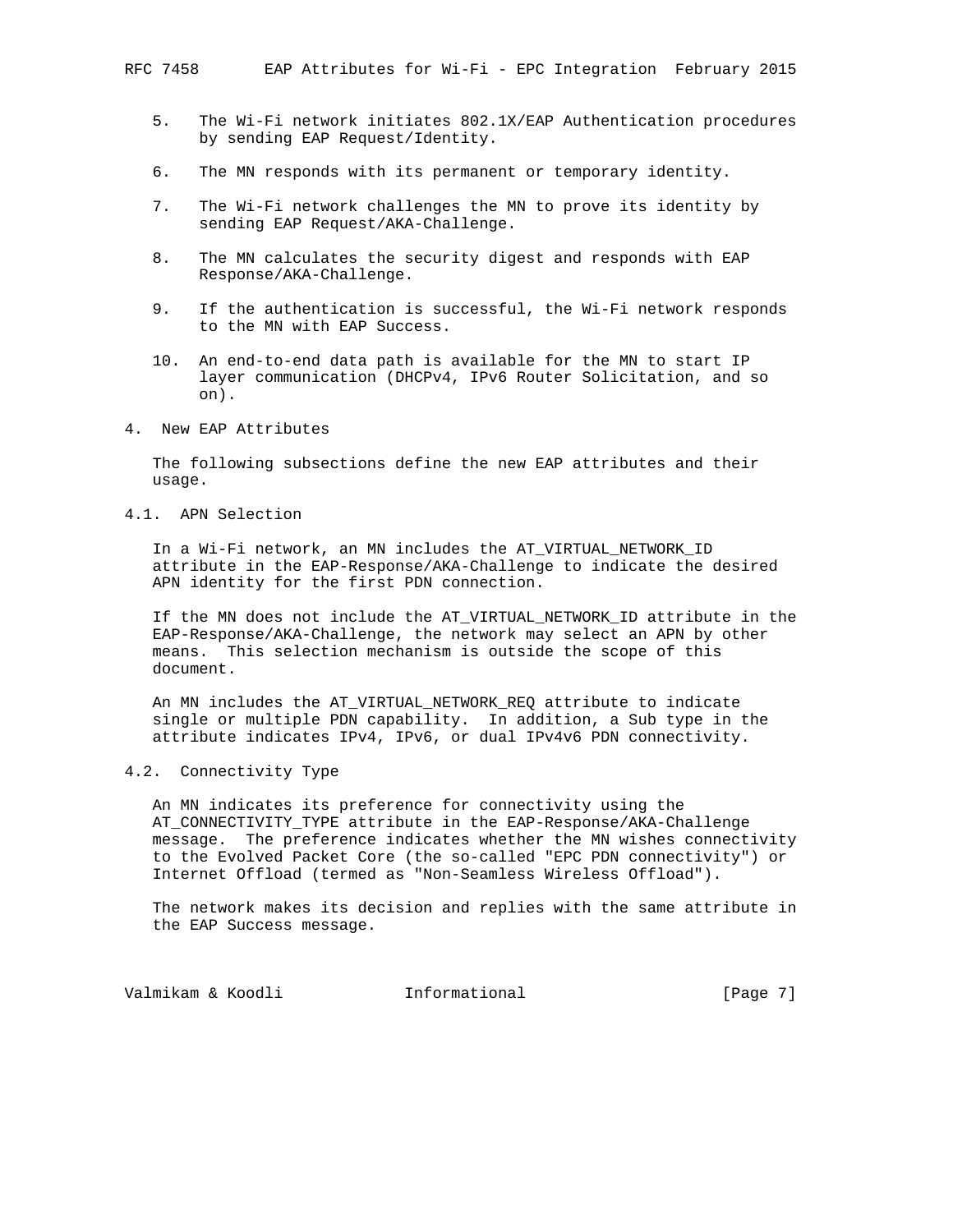5. The Wi-Fi network initiates 802.1X/EAP Authentication procedures by sending EAP Request/Identity.

6. The MN responds with its permanent or temporary identity.

7. The Wi-Fi network challenges the MN to prove its identity by sending EAP Request/AKA-Challenge.

8. The MN calculates the security digest and responds with EAP Response/AKA-Challenge.

9. If the authentication is successful, the Wi-Fi network responds to the MN with EAP Success.

10. An end-to-end data path is available for the MN to start IP layer communication (DHCPv4, IPv6 Router Solicitation, and so on).

## 4. New EAP Attributes

The following subsections define the new EAP attributes and their usage.

### 4.1. APN Selection

In a Wi-Fi network, an MN includes the AT_VIRTUAL_NETWORK_ID attribute in the EAP-Response/AKA-Challenge to indicate the desired APN identity for the first PDN connection.

If the MN does not include the AT_VIRTUAL_NETWORK_ID attribute in the EAP-Response/AKA-Challenge, the network may select an APN by other means. This selection mechanism is outside the scope of this document.

An MN includes the AT_VIRTUAL_NETWORK_REQ attribute to indicate single or multiple PDN capability. In addition, a Sub type in the attribute indicates IPv4, IPv6, or dual IPv4v6 PDN connectivity.

### 4.2. Connectivity Type

An MN indicates its preference for connectivity using the AT_CONNECTIVITY_TYPE attribute in the EAP-Response/AKA-Challenge message. The preference indicates whether the MN wishes connectivity to the Evolved Packet Core (the so-called "EPC PDN connectivity") or Internet Offload (termed as "Non-Seamless Wireless Offload").

The network makes its decision and replies with the same attribute in the EAP Success message.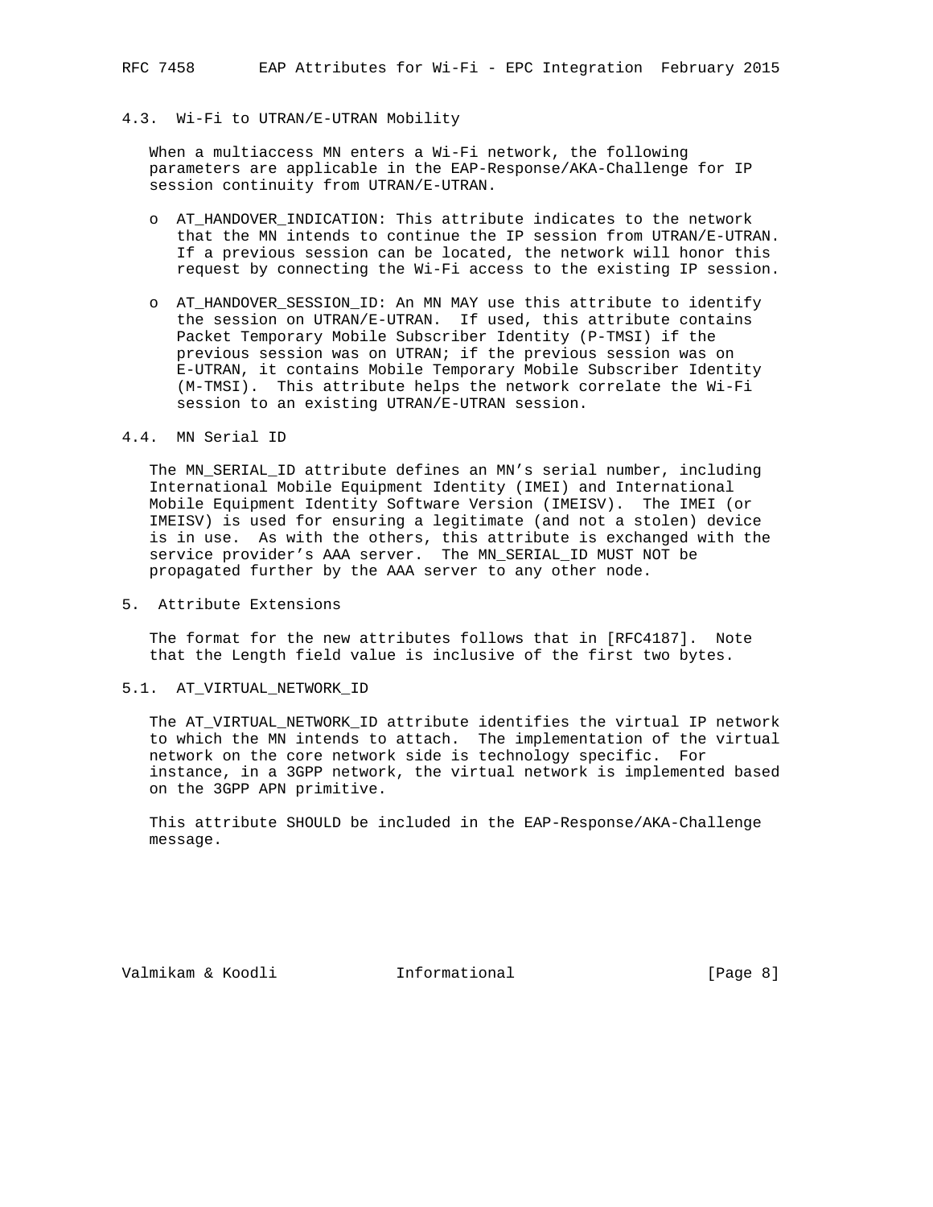### 4.3. Wi-Fi to UTRAN/E-UTRAN Mobility

When a multiaccess MN enters a Wi-Fi network, the following parameters are applicable in the EAP-Response/AKA-Challenge for IP session continuity from UTRAN/E-UTRAN.

- AT_HANDOVER_INDICATION: This attribute indicates to the network that the MN intends to continue the IP session from UTRAN/E-UTRAN. If a previous session can be located, the network will honor this request by connecting the Wi-Fi access to the existing IP session.

- AT_HANDOVER_SESSION_ID: An MN MAY use this attribute to identify the session on UTRAN/E-UTRAN. If used, this attribute contains Packet Temporary Mobile Subscriber Identity (P-TMSI) if the previous session was on UTRAN; if the previous session was on E-UTRAN, it contains Mobile Temporary Mobile Subscriber Identity (M-TMSI). This attribute helps the network correlate the Wi-Fi session to an existing UTRAN/E-UTRAN session.

### 4.4. MN Serial ID

The MN_SERIAL_ID attribute defines an MN’s serial number, including International Mobile Equipment Identity (IMEI) and International Mobile Equipment Identity Software Version (IMEISV). The IMEI (or IMEISV) is used for ensuring a legitimate (and not a stolen) device is in use. As with the others, this attribute is exchanged with the service provider’s AAA server. The MN_SERIAL_ID MUST NOT be propagated further by the AAA server to any other node.

## 5. Attribute Extensions

The format for the new attributes follows that in [RFC4187]. Note that the Length field value is inclusive of the first two bytes.

### 5.1. AT_VIRTUAL_NETWORK_ID

The AT_VIRTUAL_NETWORK_ID attribute identifies the virtual IP network to which the MN intends to attach. The implementation of the virtual network on the core network side is technology specific. For instance, in a 3GPP network, the virtual network is implemented based on the 3GPP APN primitive.

This attribute SHOULD be included in the EAP-Response/AKA-Challenge message.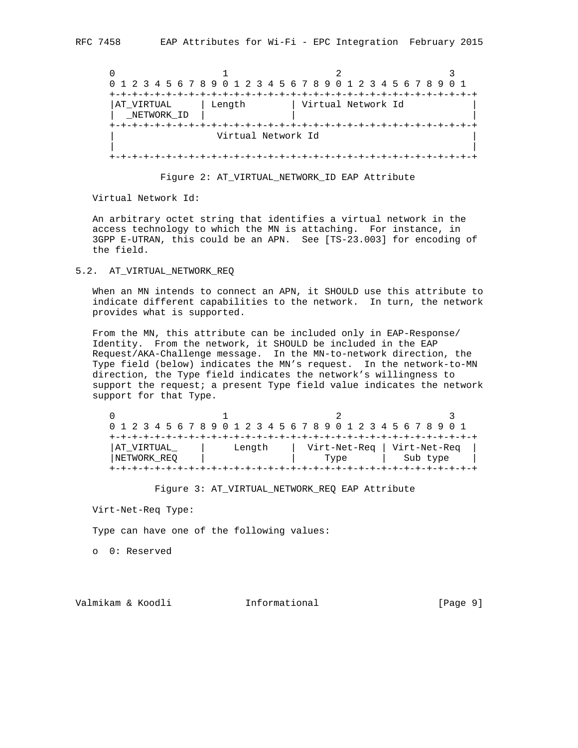```
    0                   1                   2                   3
    0 1 2 3 4 5 6 7 8 9 0 1 2 3 4 5 6 7 8 9 0 1 2 3 4 5 6 7 8 9 0 1
    +-+-+-+-+-+-+-+-+-+-+-+-+-+-+-+-+-+-+-+-+-+-+-+-+-+-+-+-+-+-+-+-+
    |AT_VIRTUAL     | Length        | Virtual Network Id            |
    |  _NETWORK_ID  |               |                               |
    +-+-+-+-+-+-+-+-+-+-+-+-+-+-+-+-+-+-+-+-+-+-+-+-+-+-+-+-+-+-+-+-+
    |                  Virtual Network Id                           |
    |                                                               |
    +-+-+-+-+-+-+-+-+-+-+-+-+-+-+-+-+-+-+-+-+-+-+-+-+-+-+-+-+-+-+-+-+
```

Figure 2: AT_VIRTUAL_NETWORK_ID EAP Attribute

Virtual Network Id:

An arbitrary octet string that identifies a virtual network in the access technology to which the MN is attaching. For instance, in 3GPP E-UTRAN, this could be an APN. See [TS-23.003] for encoding of the field.

## 5.2. AT_VIRTUAL_NETWORK_REQ

When an MN intends to connect an APN, it SHOULD use this attribute to indicate different capabilities to the network. In turn, the network provides what is supported.

From the MN, this attribute can be included only in EAP-Response/Identity. From the network, it SHOULD be included in the EAP Request/AKA-Challenge message. In the MN-to-network direction, the Type field (below) indicates the MN's request. In the network-to-MN direction, the Type field indicates the network's willingness to support the request; a present Type field value indicates the network support for that Type.

```
    0                   1                   2                   3
    0 1 2 3 4 5 6 7 8 9 0 1 2 3 4 5 6 7 8 9 0 1 2 3 4 5 6 7 8 9 0 1
    +-+-+-+-+-+-+-+-+-+-+-+-+-+-+-+-+-+-+-+-+-+-+-+-+-+-+-+-+-+-+-+-+
    |AT_VIRTUAL_    |     Length    | Virt-Net-Req | Virt-Net-Req  |
    |NETWORK_REQ    |               |     Type     |   Sub type    |
    +-+-+-+-+-+-+-+-+-+-+-+-+-+-+-+-+-+-+-+-+-+-+-+-+-+-+-+-+-+-+-+-+
```

Figure 3: AT_VIRTUAL_NETWORK_REQ EAP Attribute

Virt-Net-Req Type:

Type can have one of the following values:

- 0: Reserved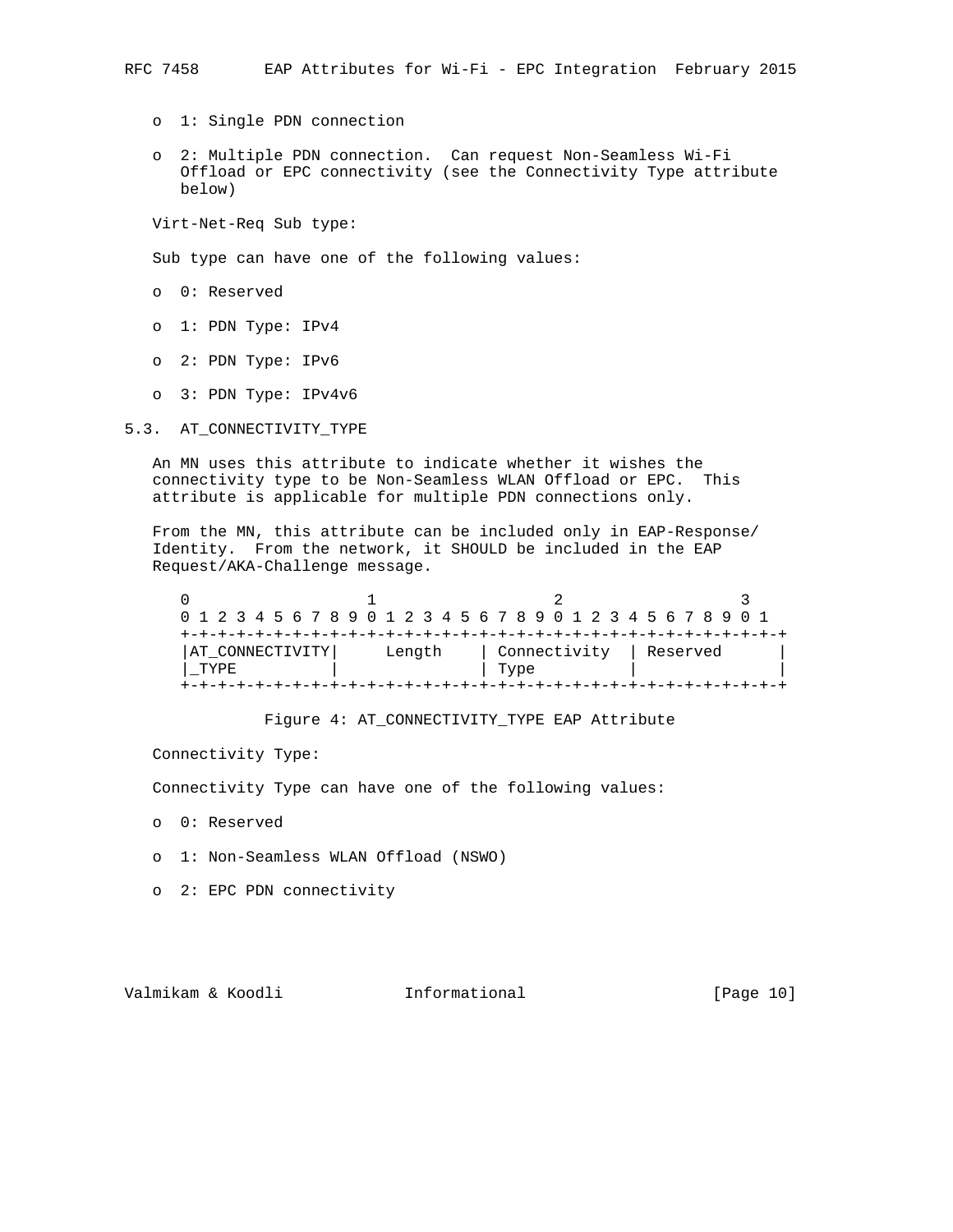- 1: Single PDN connection

- 2: Multiple PDN connection. Can request Non-Seamless Wi-Fi Offload or EPC connectivity (see the Connectivity Type attribute below)

Virt-Net-Req Sub type:

Sub type can have one of the following values:

- 0: Reserved

- 1: PDN Type: IPv4

- 2: PDN Type: IPv6

- 3: PDN Type: IPv4v6

## 5.3. AT_CONNECTIVITY_TYPE

An MN uses this attribute to indicate whether it wishes the connectivity type to be Non-Seamless WLAN Offload or EPC. This attribute is applicable for multiple PDN connections only.

From the MN, this attribute can be included only in EAP-Response/Identity. From the network, it SHOULD be included in the EAP Request/AKA-Challenge message.

```
 0                   1                   2                   3
 0 1 2 3 4 5 6 7 8 9 0 1 2 3 4 5 6 7 8 9 0 1 2 3 4 5 6 7 8 9 0 1
+-+-+-+-+-+-+-+-+-+-+-+-+-+-+-+-+-+-+-+-+-+-+-+-+-+-+-+-+-+-+-+-+
|AT_CONNECTIVITY|     Length    | Connectivity  | Reserved      |
|_TYPE          |               | Type          |               |
+-+-+-+-+-+-+-+-+-+-+-+-+-+-+-+-+-+-+-+-+-+-+-+-+-+-+-+-+-+-+-+-+
```

Figure 4: AT_CONNECTIVITY_TYPE EAP Attribute

Connectivity Type:

Connectivity Type can have one of the following values:

- 0: Reserved

- 1: Non-Seamless WLAN Offload (NSWO)

- 2: EPC PDN connectivity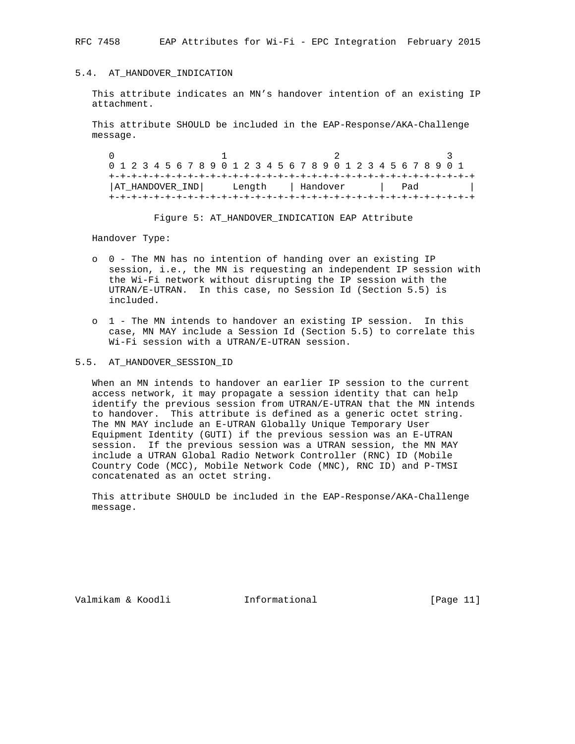### 5.4. AT_HANDOVER_INDICATION

This attribute indicates an MN's handover intention of an existing IP attachment.

This attribute SHOULD be included in the EAP-Response/AKA-Challenge message.

```
 0                   1                   2                   3
 0 1 2 3 4 5 6 7 8 9 0 1 2 3 4 5 6 7 8 9 0 1 2 3 4 5 6 7 8 9 0 1
+-+-+-+-+-+-+-+-+-+-+-+-+-+-+-+-+-+-+-+-+-+-+-+-+-+-+-+-+-+-+-+-+
|AT_HANDOVER_IND|     Length    | Handover      |   Pad         |
+-+-+-+-+-+-+-+-+-+-+-+-+-+-+-+-+-+-+-+-+-+-+-+-+-+-+-+-+-+-+-+-+
```

Figure 5: AT_HANDOVER_INDICATION EAP Attribute

Handover Type:

- 0 - The MN has no intention of handing over an existing IP session, i.e., the MN is requesting an independent IP session with the Wi-Fi network without disrupting the IP session with the UTRAN/E-UTRAN. In this case, no Session Id (Section 5.5) is included.

- 1 - The MN intends to handover an existing IP session. In this case, MN MAY include a Session Id (Section 5.5) to correlate this Wi-Fi session with a UTRAN/E-UTRAN session.

### 5.5. AT_HANDOVER_SESSION_ID

When an MN intends to handover an earlier IP session to the current access network, it may propagate a session identity that can help identify the previous session from UTRAN/E-UTRAN that the MN intends to handover. This attribute is defined as a generic octet string. The MN MAY include an E-UTRAN Globally Unique Temporary User Equipment Identity (GUTI) if the previous session was an E-UTRAN session. If the previous session was a UTRAN session, the MN MAY include a UTRAN Global Radio Network Controller (RNC) ID (Mobile Country Code (MCC), Mobile Network Code (MNC), RNC ID) and P-TMSI concatenated as an octet string.

This attribute SHOULD be included in the EAP-Response/AKA-Challenge message.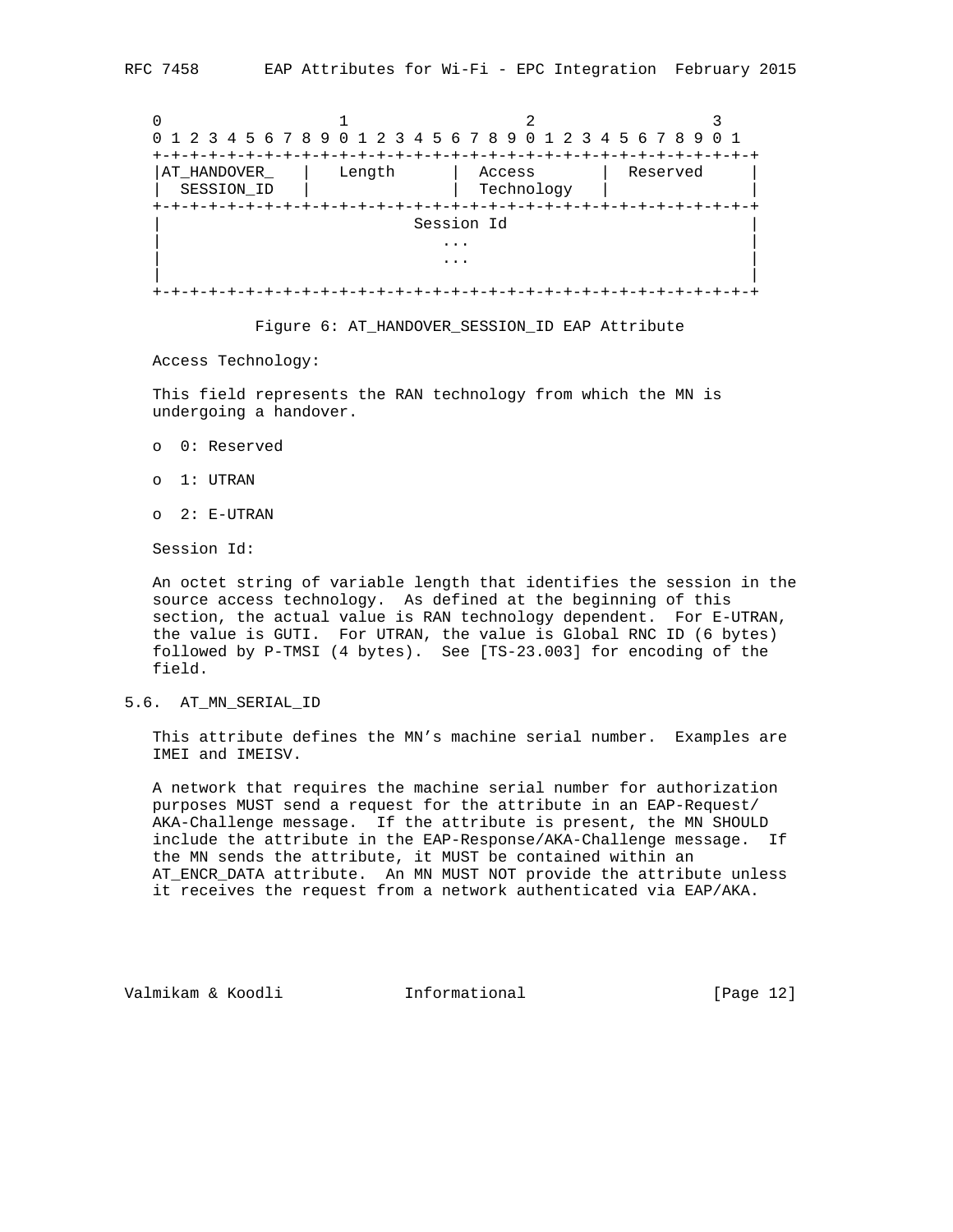```
 0                   1                   2                   3
 0 1 2 3 4 5 6 7 8 9 0 1 2 3 4 5 6 7 8 9 0 1 2 3 4 5 6 7 8 9 0 1
+-+-+-+-+-+-+-+-+-+-+-+-+-+-+-+-+-+-+-+-+-+-+-+-+-+-+-+-+-+-+-+-+
|AT_HANDOVER_   |   Length      |  Access       |  Reserved     |
|  SESSION_ID   |               |  Technology   |               |
+-+-+-+-+-+-+-+-+-+-+-+-+-+-+-+-+-+-+-+-+-+-+-+-+-+-+-+-+-+-+-+-+
|                          Session Id                           |
|                             ...                               |
|                             ...                               |
|                                                               |
+-+-+-+-+-+-+-+-+-+-+-+-+-+-+-+-+-+-+-+-+-+-+-+-+-+-+-+-+-+-+-+-+
```

Figure 6: AT_HANDOVER_SESSION_ID EAP Attribute

Access Technology:

This field represents the RAN technology from which the MN is undergoing a handover.

- 0: Reserved
- 1: UTRAN
- 2: E-UTRAN

Session Id:

An octet string of variable length that identifies the session in the source access technology. As defined at the beginning of this section, the actual value is RAN technology dependent. For E-UTRAN, the value is GUTI. For UTRAN, the value is Global RNC ID (6 bytes) followed by P-TMSI (4 bytes). See [TS-23.003] for encoding of the field.

## 5.6. AT_MN_SERIAL_ID

This attribute defines the MN's machine serial number. Examples are IMEI and IMEISV.

A network that requires the machine serial number for authorization purposes MUST send a request for the attribute in an EAP-Request/AKA-Challenge message. If the attribute is present, the MN SHOULD include the attribute in the EAP-Response/AKA-Challenge message. If the MN sends the attribute, it MUST be contained within an AT_ENCR_DATA attribute. An MN MUST NOT provide the attribute unless it receives the request from a network authenticated via EAP/AKA.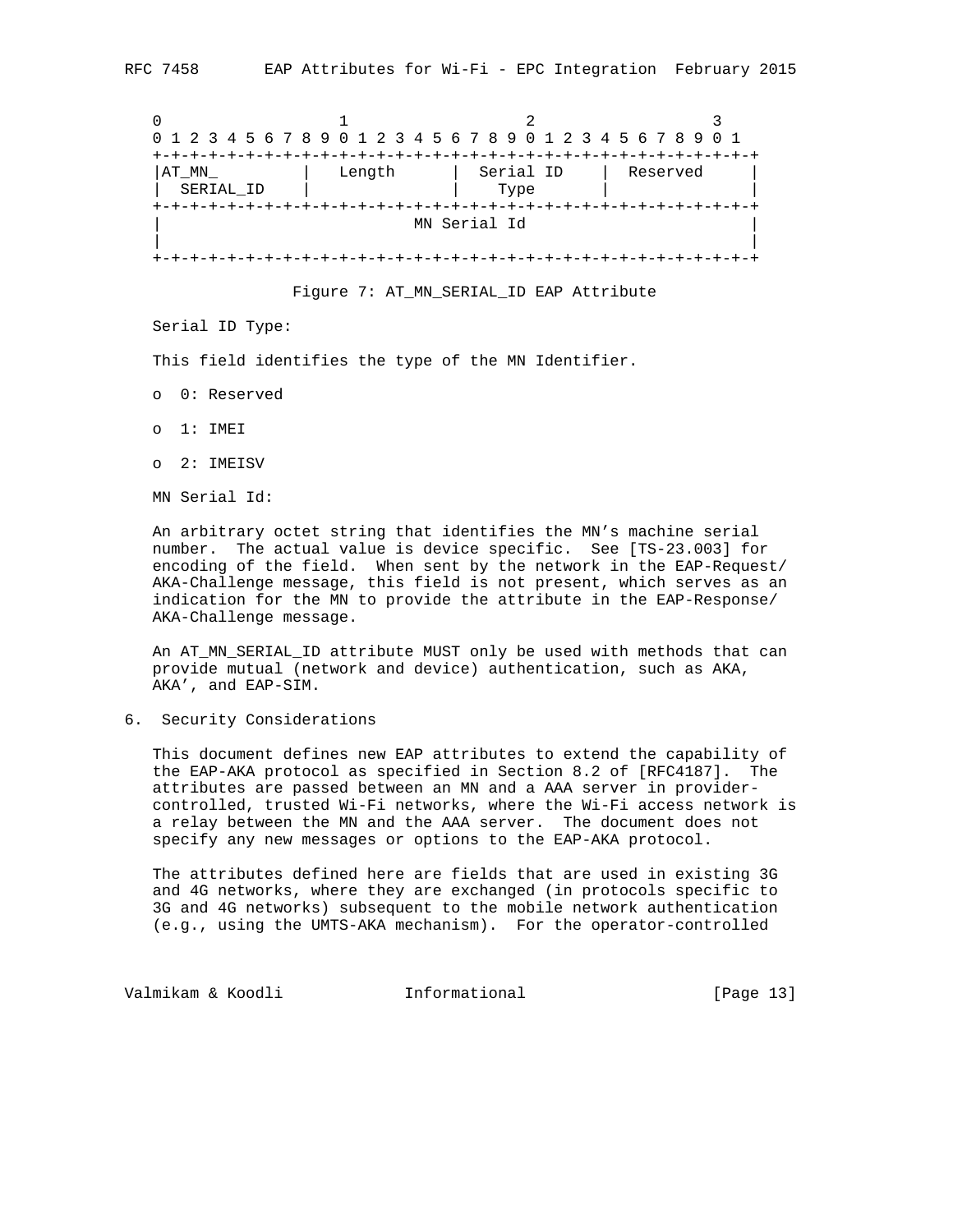```
    0                   1                   2                   3
    0 1 2 3 4 5 6 7 8 9 0 1 2 3 4 5 6 7 8 9 0 1 2 3 4 5 6 7 8 9 0 1
   +-+-+-+-+-+-+-+-+-+-+-+-+-+-+-+-+-+-+-+-+-+-+-+-+-+-+-+-+-+-+-+-+
   |AT_MN_         |   Length      |  Serial ID    |  Reserved     |
   |  SERIAL_ID    |               |    Type       |               |
   +-+-+-+-+-+-+-+-+-+-+-+-+-+-+-+-+-+-+-+-+-+-+-+-+-+-+-+-+-+-+-+-+
   |                           MN Serial Id                        |
   |                                                               |
   +-+-+-+-+-+-+-+-+-+-+-+-+-+-+-+-+-+-+-+-+-+-+-+-+-+-+-+-+-+-+-+-+
```

Figure 7: AT_MN_SERIAL_ID EAP Attribute

Serial ID Type:

This field identifies the type of the MN Identifier.

- 0: Reserved
- 1: IMEI
- 2: IMEISV

MN Serial Id:

An arbitrary octet string that identifies the MN's machine serial number. The actual value is device specific. See [TS-23.003] for encoding of the field. When sent by the network in the EAP-Request/AKA-Challenge message, this field is not present, which serves as an indication for the MN to provide the attribute in the EAP-Response/AKA-Challenge message.

An AT_MN_SERIAL_ID attribute MUST only be used with methods that can provide mutual (network and device) authentication, such as AKA, AKA', and EAP-SIM.

## 6. Security Considerations

This document defines new EAP attributes to extend the capability of the EAP-AKA protocol as specified in Section 8.2 of [RFC4187]. The attributes are passed between an MN and a AAA server in provider-controlled, trusted Wi-Fi networks, where the Wi-Fi access network is a relay between the MN and the AAA server. The document does not specify any new messages or options to the EAP-AKA protocol.

The attributes defined here are fields that are used in existing 3G and 4G networks, where they are exchanged (in protocols specific to 3G and 4G networks) subsequent to the mobile network authentication (e.g., using the UMTS-AKA mechanism). For the operator-controlled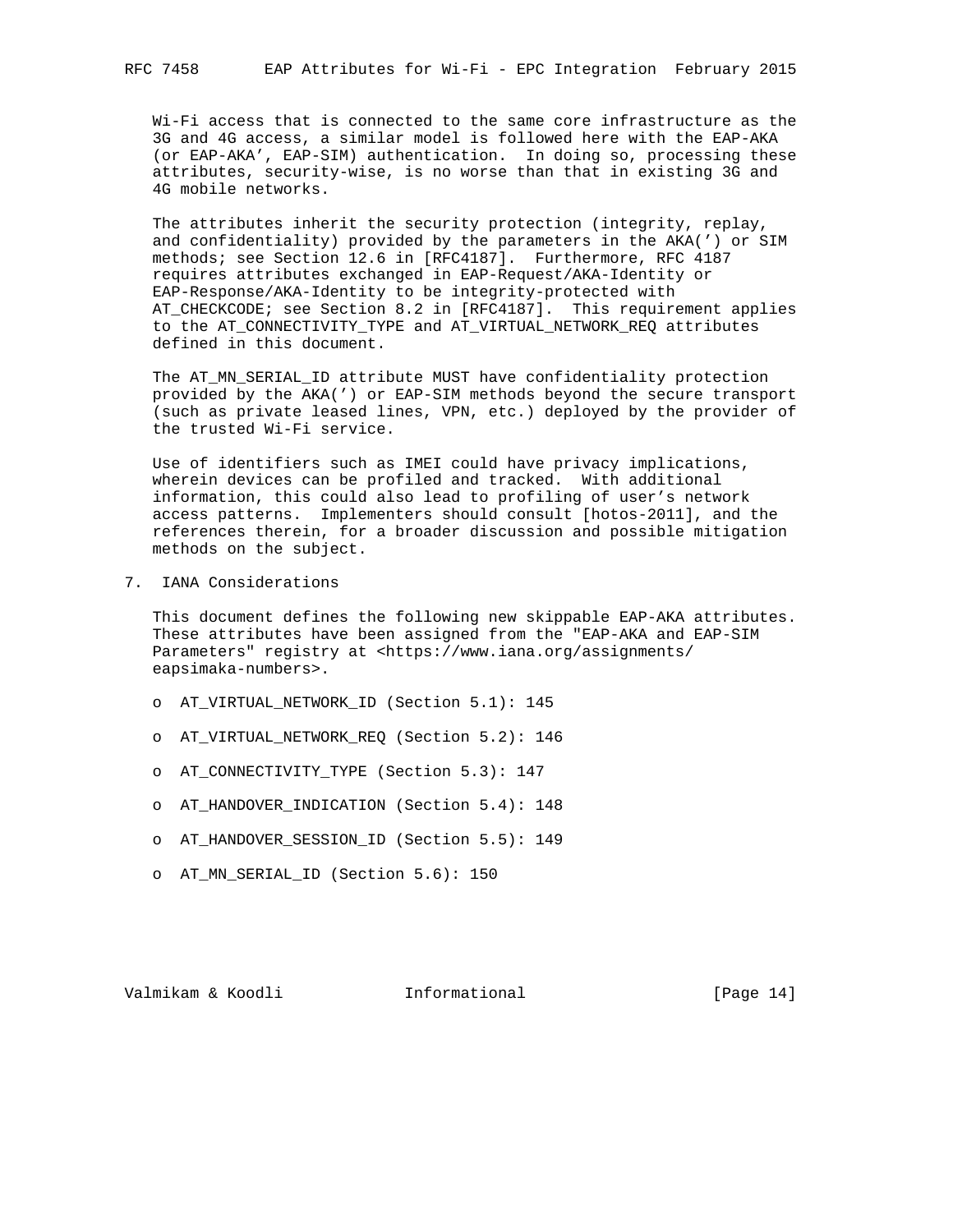Wi-Fi access that is connected to the same core infrastructure as the 3G and 4G access, a similar model is followed here with the EAP-AKA (or EAP-AKA', EAP-SIM) authentication. In doing so, processing these attributes, security-wise, is no worse than that in existing 3G and 4G mobile networks.

The attributes inherit the security protection (integrity, replay, and confidentiality) provided by the parameters in the AKA(') or SIM methods; see Section 12.6 in [RFC4187]. Furthermore, RFC 4187 requires attributes exchanged in EAP-Request/AKA-Identity or EAP-Response/AKA-Identity to be integrity-protected with AT_CHECKCODE; see Section 8.2 in [RFC4187]. This requirement applies to the AT_CONNECTIVITY_TYPE and AT_VIRTUAL_NETWORK_REQ attributes defined in this document.

The AT_MN_SERIAL_ID attribute MUST have confidentiality protection provided by the AKA(') or EAP-SIM methods beyond the secure transport (such as private leased lines, VPN, etc.) deployed by the provider of the trusted Wi-Fi service.

Use of identifiers such as IMEI could have privacy implications, wherein devices can be profiled and tracked. With additional information, this could also lead to profiling of user's network access patterns. Implementers should consult [hotos-2011], and the references therein, for a broader discussion and possible mitigation methods on the subject.

## 7. IANA Considerations

This document defines the following new skippable EAP-AKA attributes. These attributes have been assigned from the "EAP-AKA and EAP-SIM Parameters" registry at <https://www.iana.org/assignments/eapsimaka-numbers>.

- AT_VIRTUAL_NETWORK_ID (Section 5.1): 145
- AT_VIRTUAL_NETWORK_REQ (Section 5.2): 146
- AT_CONNECTIVITY_TYPE (Section 5.3): 147
- AT_HANDOVER_INDICATION (Section 5.4): 148
- AT_HANDOVER_SESSION_ID (Section 5.5): 149
- AT_MN_SERIAL_ID (Section 5.6): 150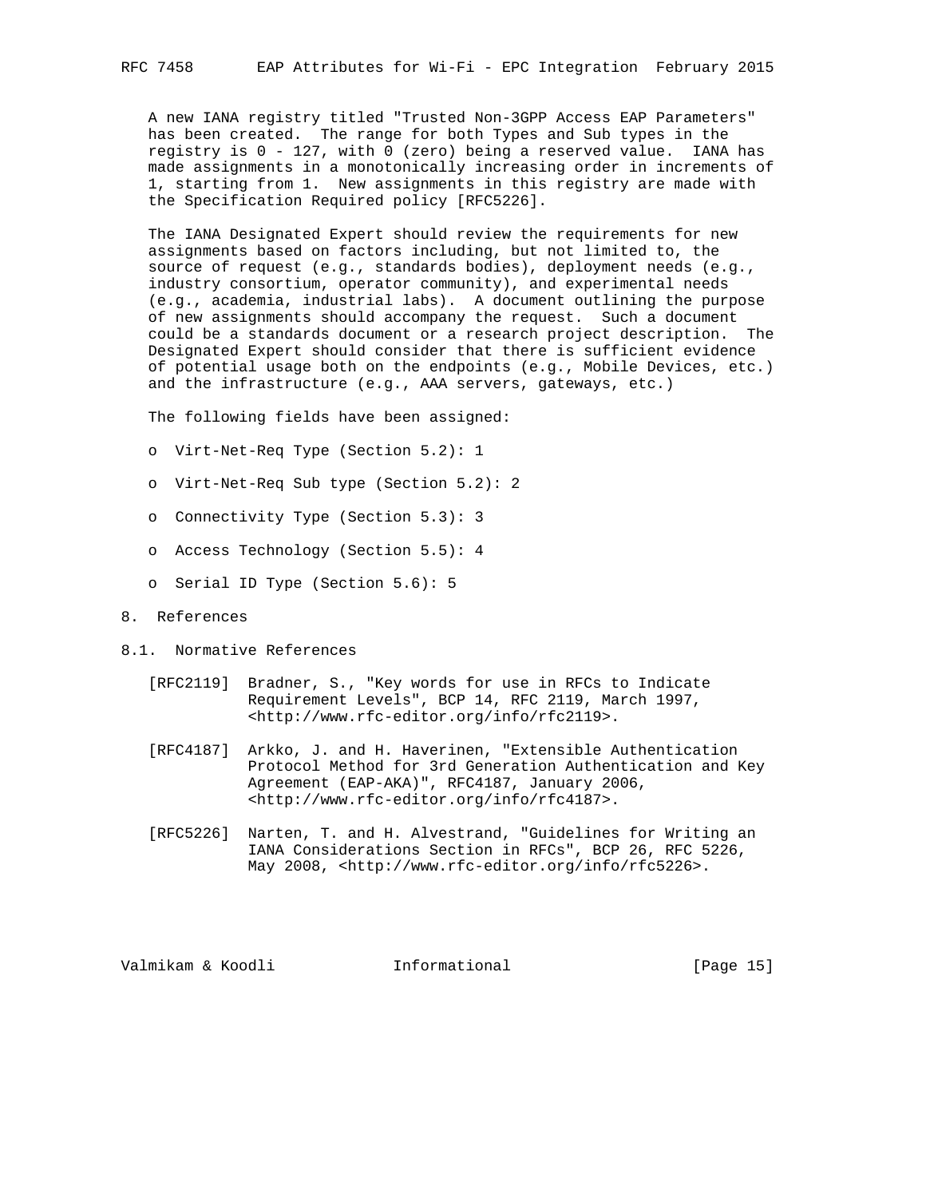A new IANA registry titled "Trusted Non-3GPP Access EAP Parameters" has been created. The range for both Types and Sub types in the registry is 0 - 127, with 0 (zero) being a reserved value. IANA has made assignments in a monotonically increasing order in increments of 1, starting from 1. New assignments in this registry are made with the Specification Required policy [RFC5226].

The IANA Designated Expert should review the requirements for new assignments based on factors including, but not limited to, the source of request (e.g., standards bodies), deployment needs (e.g., industry consortium, operator community), and experimental needs (e.g., academia, industrial labs). A document outlining the purpose of new assignments should accompany the request. Such a document could be a standards document or a research project description. The Designated Expert should consider that there is sufficient evidence of potential usage both on the endpoints (e.g., Mobile Devices, etc.) and the infrastructure (e.g., AAA servers, gateways, etc.)

The following fields have been assigned:

- Virt-Net-Req Type (Section 5.2): 1
- Virt-Net-Req Sub type (Section 5.2): 2
- Connectivity Type (Section 5.3): 3
- Access Technology (Section 5.5): 4
- Serial ID Type (Section 5.6): 5

# 8. References

## 8.1. Normative References

[RFC2119] Bradner, S., "Key words for use in RFCs to Indicate Requirement Levels", BCP 14, RFC 2119, March 1997, <http://www.rfc-editor.org/info/rfc2119>.

[RFC4187] Arkko, J. and H. Haverinen, "Extensible Authentication Protocol Method for 3rd Generation Authentication and Key Agreement (EAP-AKA)", RFC4187, January 2006, <http://www.rfc-editor.org/info/rfc4187>.

[RFC5226] Narten, T. and H. Alvestrand, "Guidelines for Writing an IANA Considerations Section in RFCs", BCP 26, RFC 5226, May 2008, <http://www.rfc-editor.org/info/rfc5226>.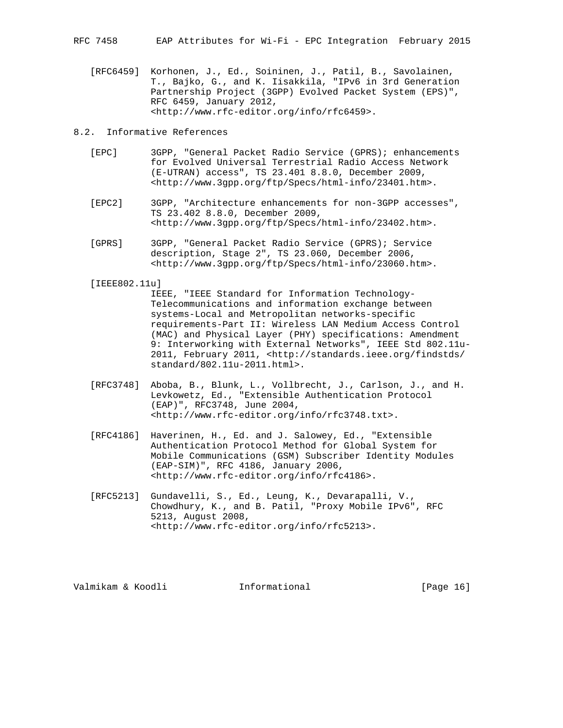[RFC6459] Korhonen, J., Ed., Soininen, J., Patil, B., Savolainen, T., Bajko, G., and K. Iisakkila, "IPv6 in 3rd Generation Partnership Project (3GPP) Evolved Packet System (EPS)", RFC 6459, January 2012, <http://www.rfc-editor.org/info/rfc6459>.

## 8.2. Informative References

[EPC] 3GPP, "General Packet Radio Service (GPRS); enhancements for Evolved Universal Terrestrial Radio Access Network (E-UTRAN) access", TS 23.401 8.8.0, December 2009, <http://www.3gpp.org/ftp/Specs/html-info/23401.htm>.

[EPC2] 3GPP, "Architecture enhancements for non-3GPP accesses", TS 23.402 8.8.0, December 2009, <http://www.3gpp.org/ftp/Specs/html-info/23402.htm>.

[GPRS] 3GPP, "General Packet Radio Service (GPRS); Service description, Stage 2", TS 23.060, December 2006, <http://www.3gpp.org/ftp/Specs/html-info/23060.htm>.

[IEEE802.11u] IEEE, "IEEE Standard for Information Technology-Telecommunications and information exchange between systems-Local and Metropolitan networks-specific requirements-Part II: Wireless LAN Medium Access Control (MAC) and Physical Layer (PHY) specifications: Amendment 9: Interworking with External Networks", IEEE Std 802.11u-2011, February 2011, <http://standards.ieee.org/findstds/standard/802.11u-2011.html>.

[RFC3748] Aboba, B., Blunk, L., Vollbrecht, J., Carlson, J., and H. Levkowetz, Ed., "Extensible Authentication Protocol (EAP)", RFC3748, June 2004, <http://www.rfc-editor.org/info/rfc3748.txt>.

[RFC4186] Haverinen, H., Ed. and J. Salowey, Ed., "Extensible Authentication Protocol Method for Global System for Mobile Communications (GSM) Subscriber Identity Modules (EAP-SIM)", RFC 4186, January 2006, <http://www.rfc-editor.org/info/rfc4186>.

[RFC5213] Gundavelli, S., Ed., Leung, K., Devarapalli, V., Chowdhury, K., and B. Patil, "Proxy Mobile IPv6", RFC 5213, August 2008, <http://www.rfc-editor.org/info/rfc5213>.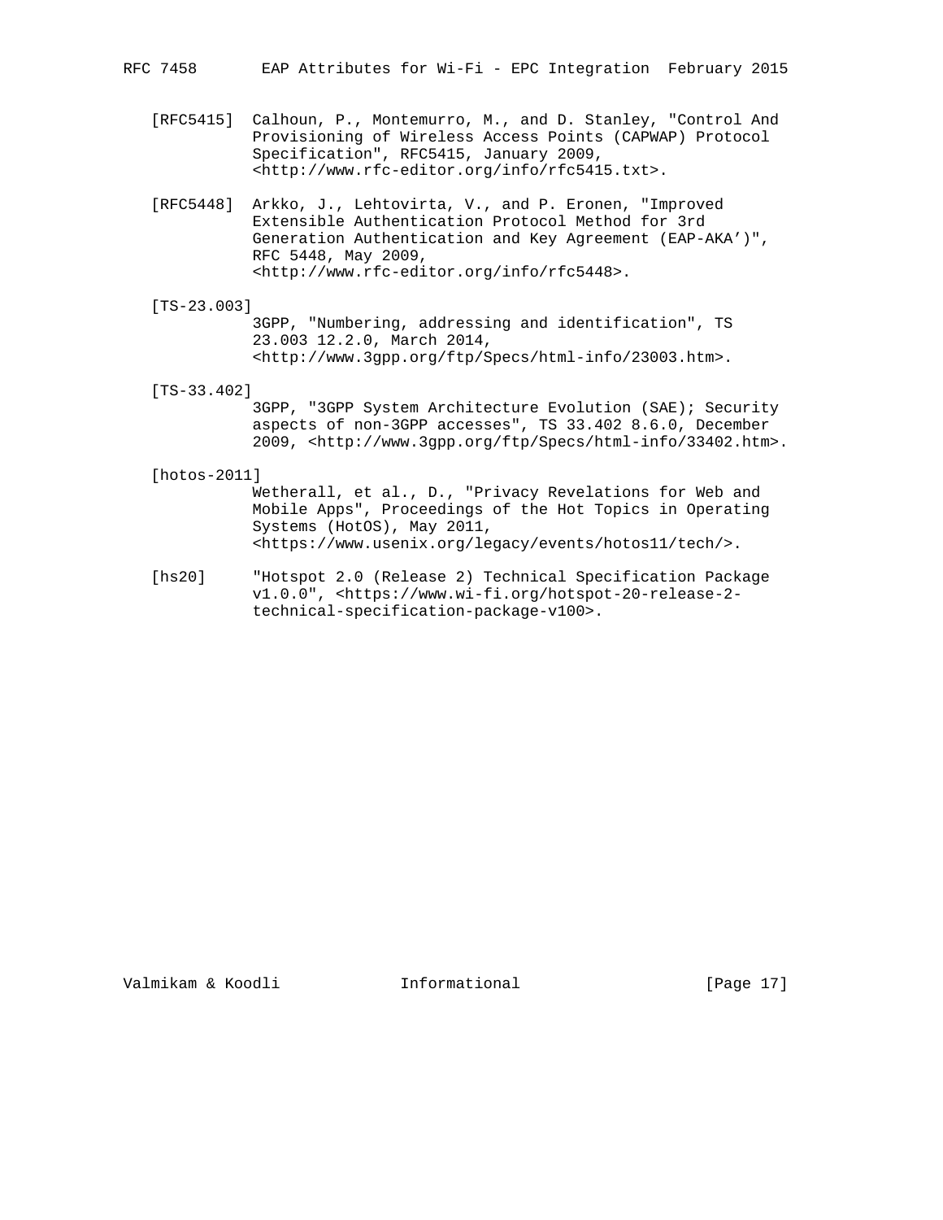[RFC5415] Calhoun, P., Montemurro, M., and D. Stanley, "Control And Provisioning of Wireless Access Points (CAPWAP) Protocol Specification", RFC5415, January 2009, <http://www.rfc-editor.org/info/rfc5415.txt>.

[RFC5448] Arkko, J., Lehtovirta, V., and P. Eronen, "Improved Extensible Authentication Protocol Method for 3rd Generation Authentication and Key Agreement (EAP-AKA')", RFC 5448, May 2009, <http://www.rfc-editor.org/info/rfc5448>.

[TS-23.003] 3GPP, "Numbering, addressing and identification", TS 23.003 12.2.0, March 2014, <http://www.3gpp.org/ftp/Specs/html-info/23003.htm>.

[TS-33.402] 3GPP, "3GPP System Architecture Evolution (SAE); Security aspects of non-3GPP accesses", TS 33.402 8.6.0, December 2009, <http://www.3gpp.org/ftp/Specs/html-info/33402.htm>.

[hotos-2011] Wetherall, et al., D., "Privacy Revelations for Web and Mobile Apps", Proceedings of the Hot Topics in Operating Systems (HotOS), May 2011, <https://www.usenix.org/legacy/events/hotos11/tech/>.

[hs20] "Hotspot 2.0 (Release 2) Technical Specification Package v1.0.0", <https://www.wi-fi.org/hotspot-20-release-2-technical-specification-package-v100>.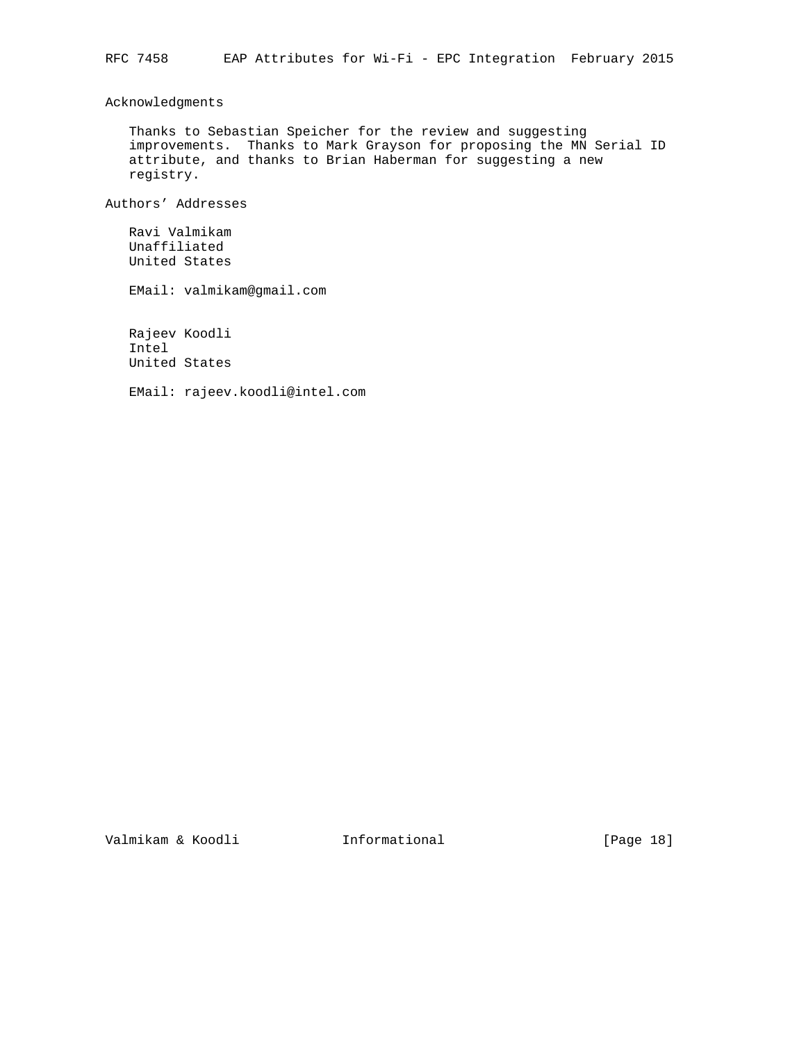## Acknowledgments

Thanks to Sebastian Speicher for the review and suggesting improvements. Thanks to Mark Grayson for proposing the MN Serial ID attribute, and thanks to Brian Haberman for suggesting a new registry.

## Authors' Addresses

Ravi Valmikam
Unaffiliated
United States

EMail: valmikam@gmail.com

Rajeev Koodli
Intel
United States

EMail: rajeev.koodli@intel.com